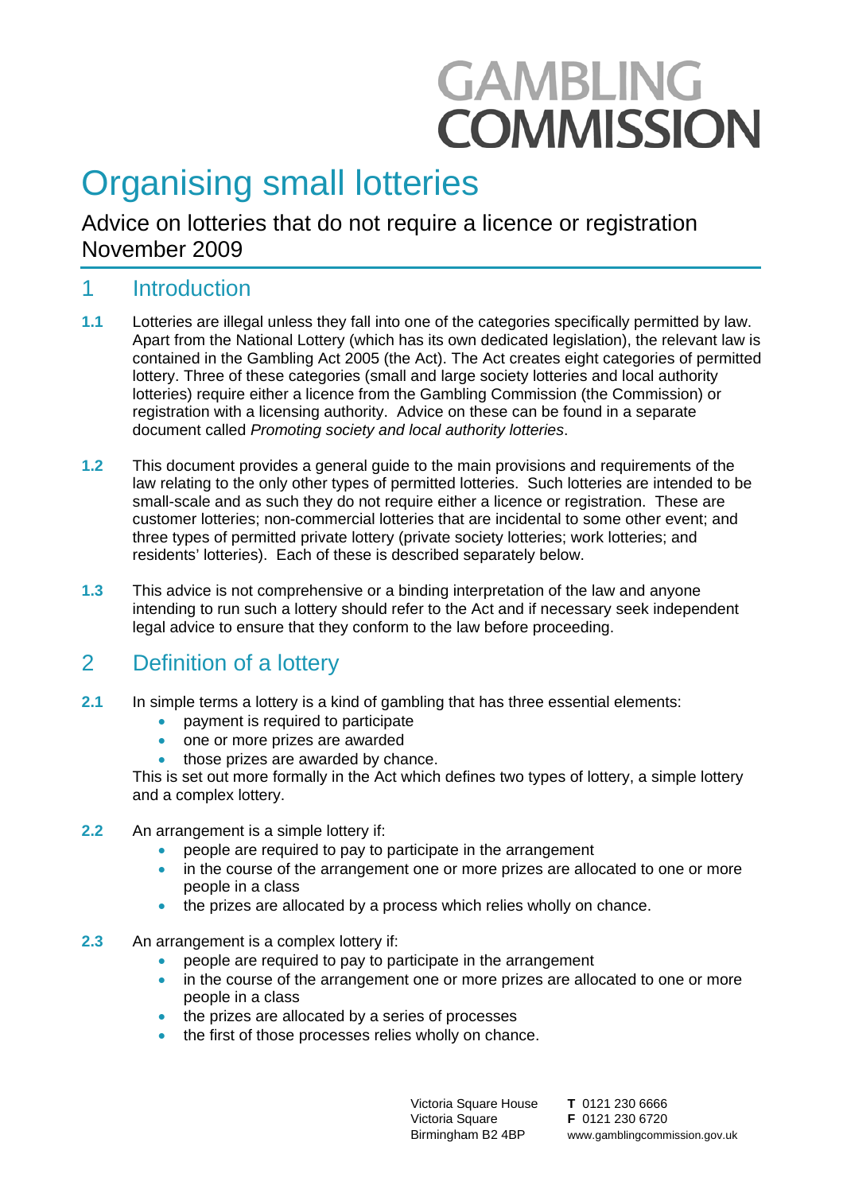GAMBLING COMMISSION

# Organising small lotteries

Advice on lotteries that do not require a licence or registration
November 2009

## 1 Introduction

**1.1** Lotteries are illegal unless they fall into one of the categories specifically permitted by law. Apart from the National Lottery (which has its own dedicated legislation), the relevant law is contained in the Gambling Act 2005 (the Act). The Act creates eight categories of permitted lottery. Three of these categories (small and large society lotteries and local authority lotteries) require either a licence from the Gambling Commission (the Commission) or registration with a licensing authority. Advice on these can be found in a separate document called *Promoting society and local authority lotteries*.

**1.2** This document provides a general guide to the main provisions and requirements of the law relating to the only other types of permitted lotteries. Such lotteries are intended to be small-scale and as such they do not require either a licence or registration. These are customer lotteries; non-commercial lotteries that are incidental to some other event; and three types of permitted private lottery (private society lotteries; work lotteries; and residents' lotteries). Each of these is described separately below.

**1.3** This advice is not comprehensive or a binding interpretation of the law and anyone intending to run such a lottery should refer to the Act and if necessary seek independent legal advice to ensure that they conform to the law before proceeding.

## 2 Definition of a lottery

**2.1** In simple terms a lottery is a kind of gambling that has three essential elements:

- payment is required to participate
- one or more prizes are awarded
- those prizes are awarded by chance.

This is set out more formally in the Act which defines two types of lottery, a simple lottery and a complex lottery.

**2.2** An arrangement is a simple lottery if:

- people are required to pay to participate in the arrangement
- in the course of the arrangement one or more prizes are allocated to one or more people in a class
- the prizes are allocated by a process which relies wholly on chance.

**2.3** An arrangement is a complex lottery if:

- people are required to pay to participate in the arrangement
- in the course of the arrangement one or more prizes are allocated to one or more people in a class
- the prizes are allocated by a series of processes
- the first of those processes relies wholly on chance.

Victoria Square House
Victoria Square
Birmingham B2 4BP

**T** 0121 230 6666
**F** 0121 230 6720
www.gamblingcommission.gov.uk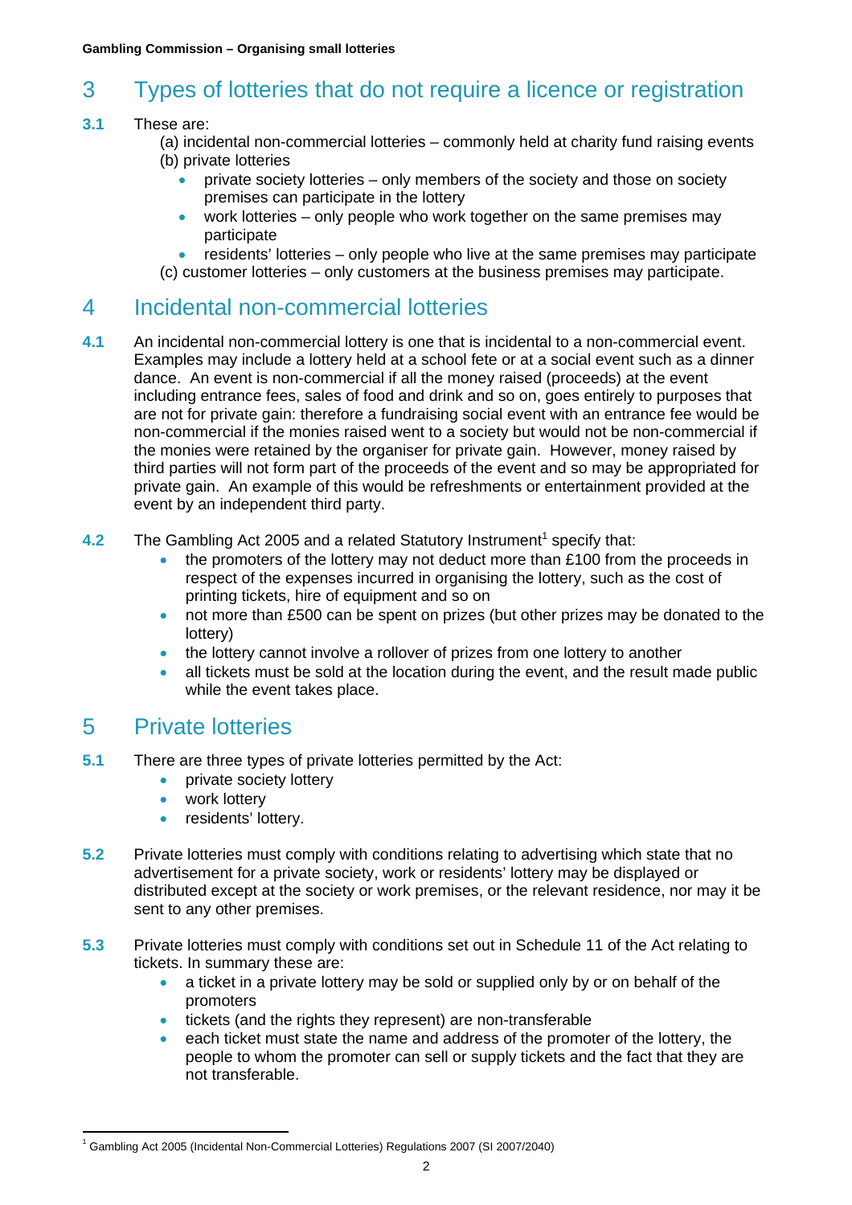# 3 Types of lotteries that do not require a licence or registration

**3.1** These are:

(a) incidental non-commercial lotteries – commonly held at charity fund raising events

(b) private lotteries

- private society lotteries – only members of the society and those on society premises can participate in the lottery
- work lotteries – only people who work together on the same premises may participate
- residents' lotteries – only people who live at the same premises may participate

(c) customer lotteries – only customers at the business premises may participate.

# 4 Incidental non-commercial lotteries

**4.1** An incidental non-commercial lottery is one that is incidental to a non-commercial event. Examples may include a lottery held at a school fete or at a social event such as a dinner dance. An event is non-commercial if all the money raised (proceeds) at the event including entrance fees, sales of food and drink and so on, goes entirely to purposes that are not for private gain: therefore a fundraising social event with an entrance fee would be non-commercial if the monies raised went to a society but would not be non-commercial if the monies were retained by the organiser for private gain. However, money raised by third parties will not form part of the proceeds of the event and so may be appropriated for private gain. An example of this would be refreshments or entertainment provided at the event by an independent third party.

**4.2** The Gambling Act 2005 and a related Statutory Instrument[1] specify that:

- the promoters of the lottery may not deduct more than £100 from the proceeds in respect of the expenses incurred in organising the lottery, such as the cost of printing tickets, hire of equipment and so on
- not more than £500 can be spent on prizes (but other prizes may be donated to the lottery)
- the lottery cannot involve a rollover of prizes from one lottery to another
- all tickets must be sold at the location during the event, and the result made public while the event takes place.

# 5 Private lotteries

**5.1** There are three types of private lotteries permitted by the Act:

- private society lottery
- work lottery
- residents' lottery.

**5.2** Private lotteries must comply with conditions relating to advertising which state that no advertisement for a private society, work or residents' lottery may be displayed or distributed except at the society or work premises, or the relevant residence, nor may it be sent to any other premises.

**5.3** Private lotteries must comply with conditions set out in Schedule 11 of the Act relating to tickets. In summary these are:

- a ticket in a private lottery may be sold or supplied only by or on behalf of the promoters
- tickets (and the rights they represent) are non-transferable
- each ticket must state the name and address of the promoter of the lottery, the people to whom the promoter can sell or supply tickets and the fact that they are not transferable.

---

[1] Gambling Act 2005 (Incidental Non-Commercial Lotteries) Regulations 2007 (SI 2007/2040)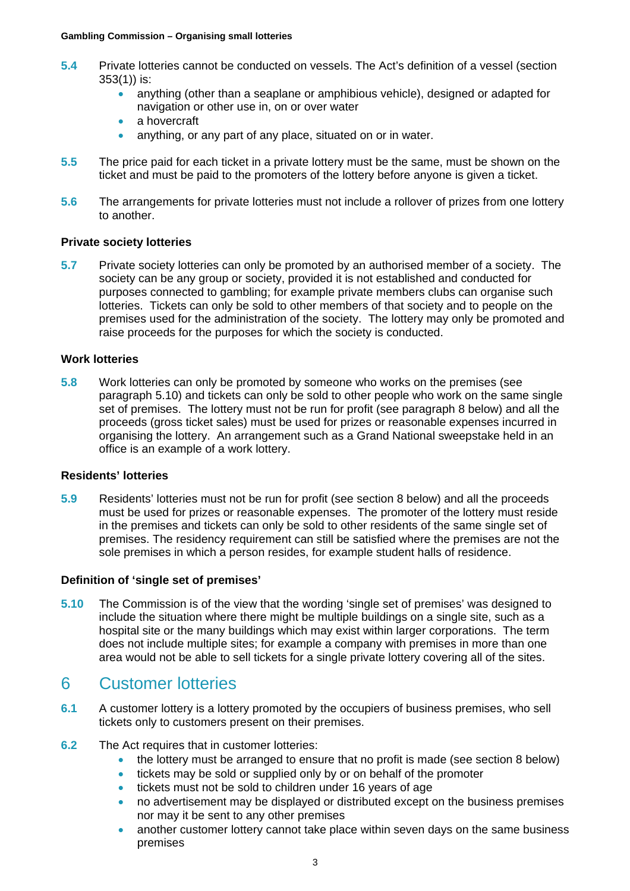**5.4** Private lotteries cannot be conducted on vessels. The Act's definition of a vessel (section 353(1)) is:

- anything (other than a seaplane or amphibious vehicle), designed or adapted for navigation or other use in, on or over water
- a hovercraft
- anything, or any part of any place, situated on or in water.

**5.5** The price paid for each ticket in a private lottery must be the same, must be shown on the ticket and must be paid to the promoters of the lottery before anyone is given a ticket.

**5.6** The arrangements for private lotteries must not include a rollover of prizes from one lottery to another.

### Private society lotteries

**5.7** Private society lotteries can only be promoted by an authorised member of a society. The society can be any group or society, provided it is not established and conducted for purposes connected to gambling; for example private members clubs can organise such lotteries. Tickets can only be sold to other members of that society and to people on the premises used for the administration of the society. The lottery may only be promoted and raise proceeds for the purposes for which the society is conducted.

### Work lotteries

**5.8** Work lotteries can only be promoted by someone who works on the premises (see paragraph 5.10) and tickets can only be sold to other people who work on the same single set of premises. The lottery must not be run for profit (see paragraph 8 below) and all the proceeds (gross ticket sales) must be used for prizes or reasonable expenses incurred in organising the lottery. An arrangement such as a Grand National sweepstake held in an office is an example of a work lottery.

### Residents' lotteries

**5.9** Residents' lotteries must not be run for profit (see section 8 below) and all the proceeds must be used for prizes or reasonable expenses. The promoter of the lottery must reside in the premises and tickets can only be sold to other residents of the same single set of premises. The residency requirement can still be satisfied where the premises are not the sole premises in which a person resides, for example student halls of residence.

### Definition of 'single set of premises'

**5.10** The Commission is of the view that the wording 'single set of premises' was designed to include the situation where there might be multiple buildings on a single site, such as a hospital site or the many buildings which may exist within larger corporations. The term does not include multiple sites; for example a company with premises in more than one area would not be able to sell tickets for a single private lottery covering all of the sites.

## 6 Customer lotteries

**6.1** A customer lottery is a lottery promoted by the occupiers of business premises, who sell tickets only to customers present on their premises.

**6.2** The Act requires that in customer lotteries:

- the lottery must be arranged to ensure that no profit is made (see section 8 below)
- tickets may be sold or supplied only by or on behalf of the promoter
- tickets must not be sold to children under 16 years of age
- no advertisement may be displayed or distributed except on the business premises nor may it be sent to any other premises
- another customer lottery cannot take place within seven days on the same business premises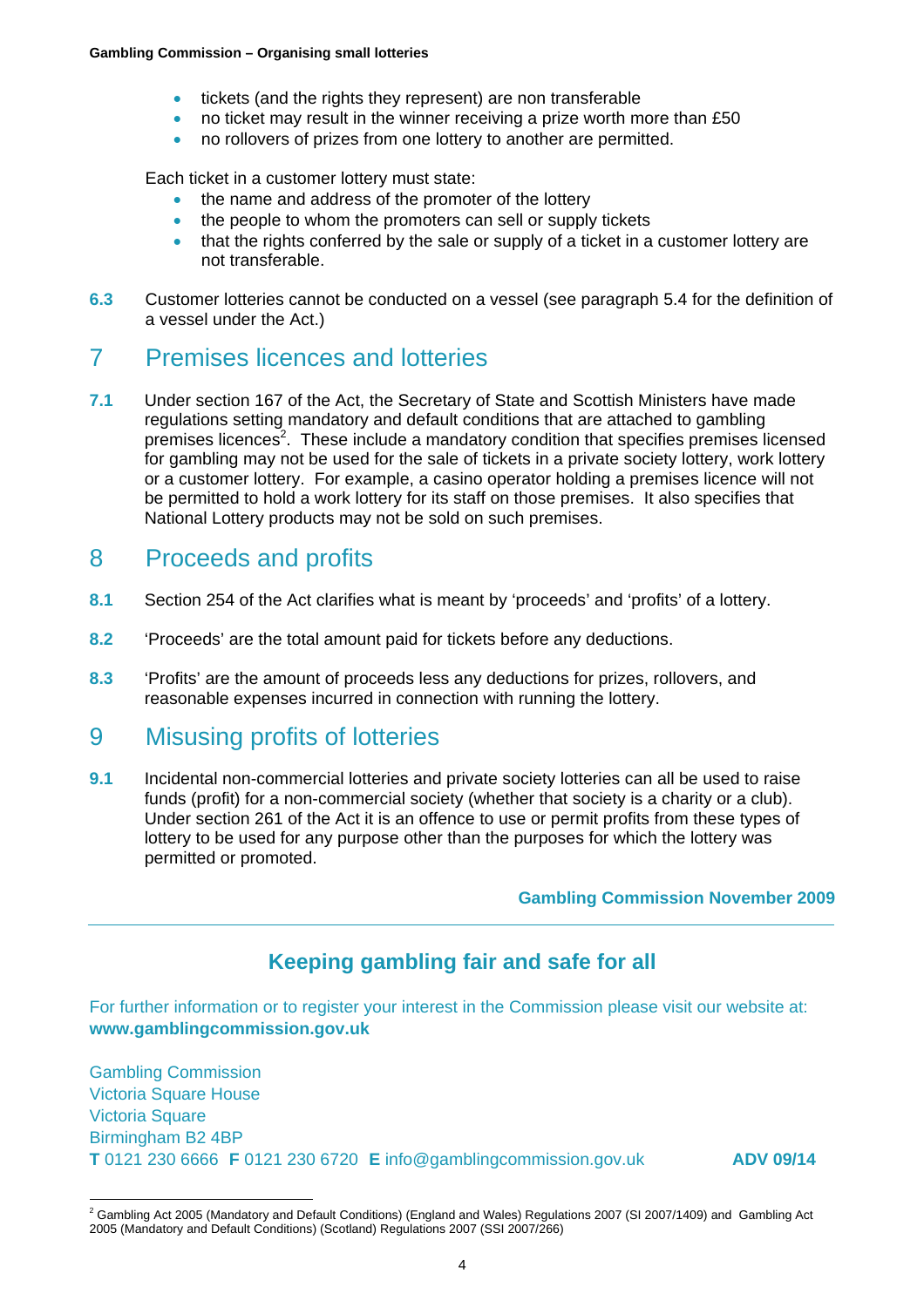- tickets (and the rights they represent) are non transferable
- no ticket may result in the winner receiving a prize worth more than £50
- no rollovers of prizes from one lottery to another are permitted.

Each ticket in a customer lottery must state:

- the name and address of the promoter of the lottery
- the people to whom the promoters can sell or supply tickets
- that the rights conferred by the sale or supply of a ticket in a customer lottery are not transferable.

**6.3** Customer lotteries cannot be conducted on a vessel (see paragraph 5.4 for the definition of a vessel under the Act.)

## 7 Premises licences and lotteries

**7.1** Under section 167 of the Act, the Secretary of State and Scottish Ministers have made regulations setting mandatory and default conditions that are attached to gambling premises licences[2]. These include a mandatory condition that specifies premises licensed for gambling may not be used for the sale of tickets in a private society lottery, work lottery or a customer lottery. For example, a casino operator holding a premises licence will not be permitted to hold a work lottery for its staff on those premises. It also specifies that National Lottery products may not be sold on such premises.

## 8 Proceeds and profits

**8.1** Section 254 of the Act clarifies what is meant by 'proceeds' and 'profits' of a lottery.

**8.2** 'Proceeds' are the total amount paid for tickets before any deductions.

**8.3** 'Profits' are the amount of proceeds less any deductions for prizes, rollovers, and reasonable expenses incurred in connection with running the lottery.

## 9 Misusing profits of lotteries

**9.1** Incidental non-commercial lotteries and private society lotteries can all be used to raise funds (profit) for a non-commercial society (whether that society is a charity or a club). Under section 261 of the Act it is an offence to use or permit profits from these types of lottery to be used for any purpose other than the purposes for which the lottery was permitted or promoted.

**Gambling Commission November 2009**

---

**Keeping gambling fair and safe for all**

For further information or to register your interest in the Commission please visit our website at: **www.gamblingcommission.gov.uk**

Gambling Commission
Victoria Square House
Victoria Square
Birmingham B2 4BP
**T** 0121 230 6666 **F** 0121 230 6720 **E** info@gamblingcommission.gov.uk **ADV 09/14**

---

[2] Gambling Act 2005 (Mandatory and Default Conditions) (England and Wales) Regulations 2007 (SI 2007/1409) and Gambling Act 2005 (Mandatory and Default Conditions) (Scotland) Regulations 2007 (SSI 2007/266)